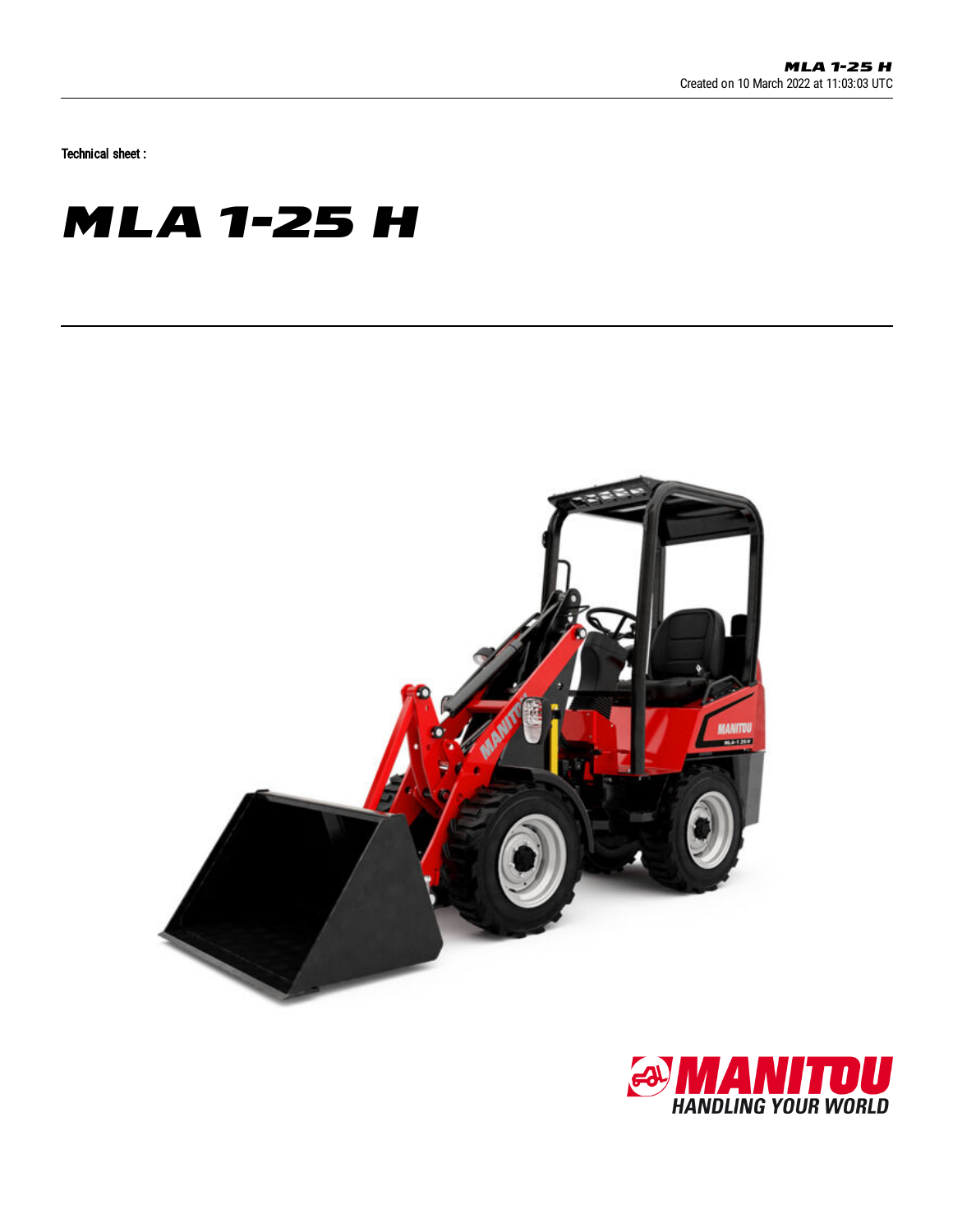Technical sheet :

# MLA 1-25 H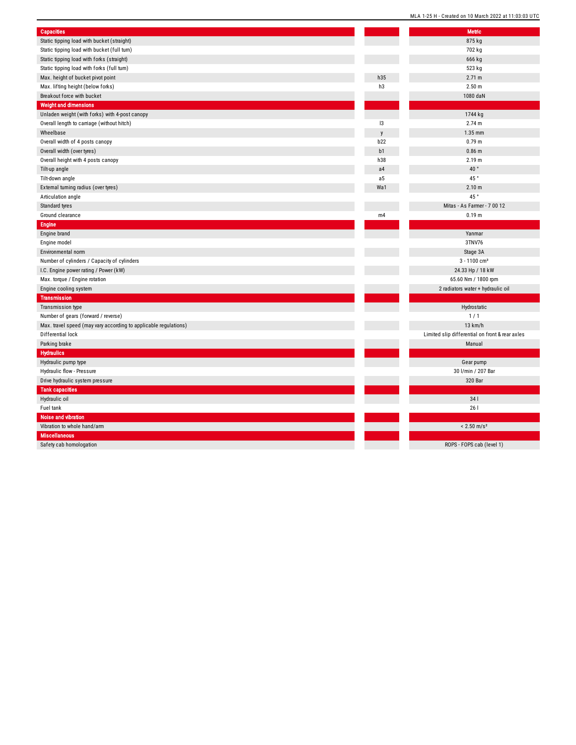| Capacities | | Metric |
|---|---|---|
| Static tipping load with bucket (straight) | | 875 kg |
| Static tipping load with bucket (full turn) | | 702 kg |
| Static tipping load with forks (straight) | | 666 kg |
| Static tipping load with forks (full turn) | | 523 kg |
| Max. height of bucket pivot point | h35 | 2.71 m |
| Max. lifting height (below forks) | h3 | 2.50 m |
| Breakout force with bucket | | 1080 daN |
| **Weight and dimensions** | | |
| Unladen weight (with forks) with 4-post canopy | | 1744 kg |
| Overall length to carriage (without hitch) | l3 | 2.74 m |
| Wheelbase | y | 1.35 mm |
| Overall width of 4 posts canopy | b22 | 0.79 m |
| Overall width (over tyres) | b1 | 0.86 m |
| Overall height with 4 posts canopy | h38 | 2.19 m |
| Tilt-up angle | a4 | 40 ° |
| Tilt-down angle | a5 | 45 ° |
| External turning radius (over tyres) | Wa1 | 2.10 m |
| Articulation angle | | 45 ° |
| Standard tyres | | Mitas - As Farmer - 7 00 12 |
| Ground clearance | m4 | 0.19 m |
| **Engine** | | |
| Engine brand | | Yanmar |
| Engine model | | 3TNV76 |
| Environmental norm | | Stage 3A |
| Number of cylinders / Capacity of cylinders | | 3 - 1100 cm³ |
| I.C. Engine power rating / Power (kW) | | 24.33 Hp / 18 kW |
| Max. torque / Engine rotation | | 65.60 Nm / 1800 rpm |
| Engine cooling system | | 2 radiators water + hydraulic oil |
| **Transmission** | | |
| Transmission type | | Hydrostatic |
| Number of gears (forward / reverse) | | 1 / 1 |
| Max. travel speed (may vary according to applicable regulations) | | 13 km/h |
| Differential lock | | Limited slip differential on front & rear axles |
| Parking brake | | Manual |
| **Hydraulics** | | |
| Hydraulic pump type | | Gear pump |
| Hydraulic flow - Pressure | | 30 l/min / 207 Bar |
| Drive hydraulic system pressure | | 320 Bar |
| **Tank capacities** | | |
| Hydraulic oil | | 34 l |
| Fuel tank | | 26 l |
| **Noise and vibration** | | |
| Vibration to whole hand/arm | | < 2.50 m/s² |
| **Miscellaneous** | | |
| Safety cab homologation | | ROPS - FOPS cab (level 1) |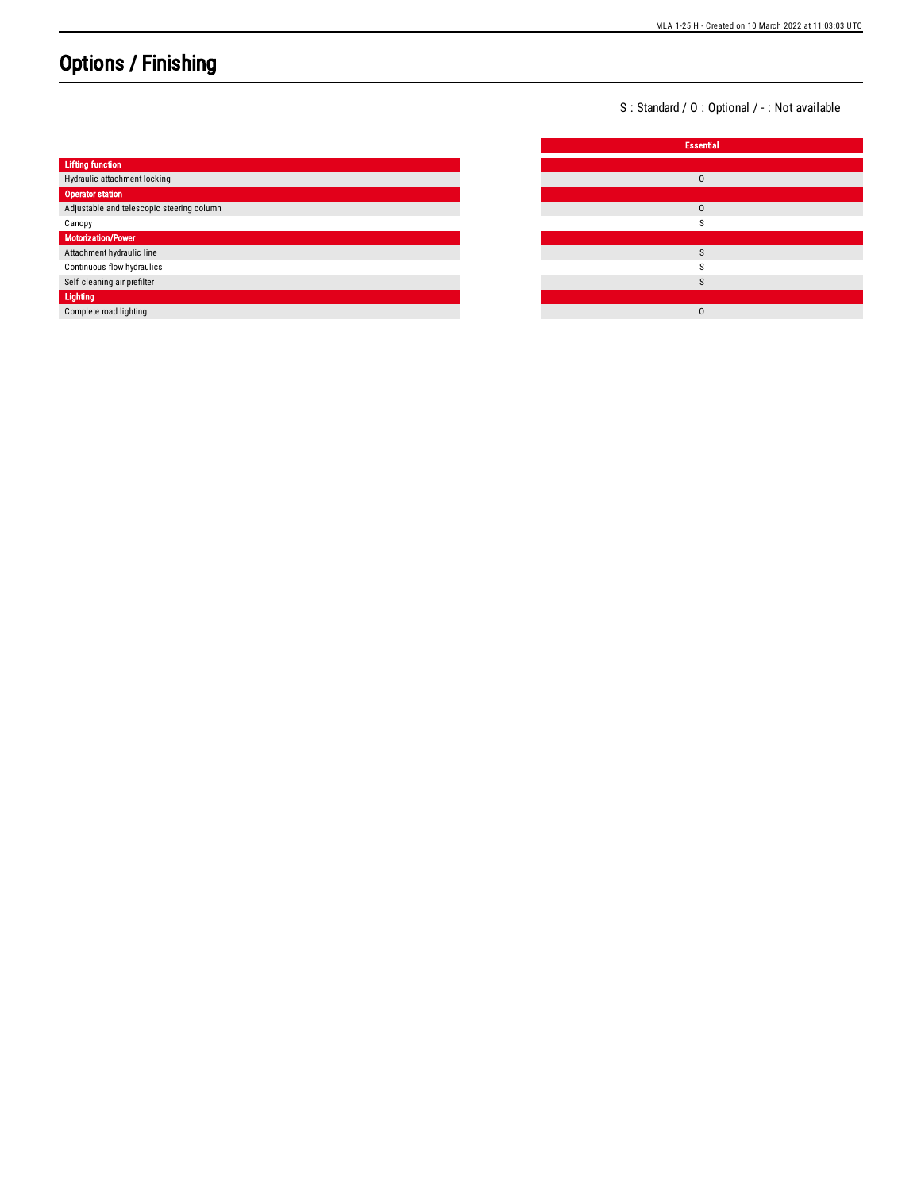# Options / Finishing

S : Standard / O : Optional / - : Not available

| | Essential |
|---|---|
| **Lifting function** | |
| Hydraulic attachment locking | O |
| **Operator station** | |
| Adjustable and telescopic steering column | O |
| Canopy | S |
| **Motorization/Power** | |
| Attachment hydraulic line | S |
| Continuous flow hydraulics | S |
| Self cleaning air prefilter | S |
| **Lighting** | |
| Complete road lighting | O |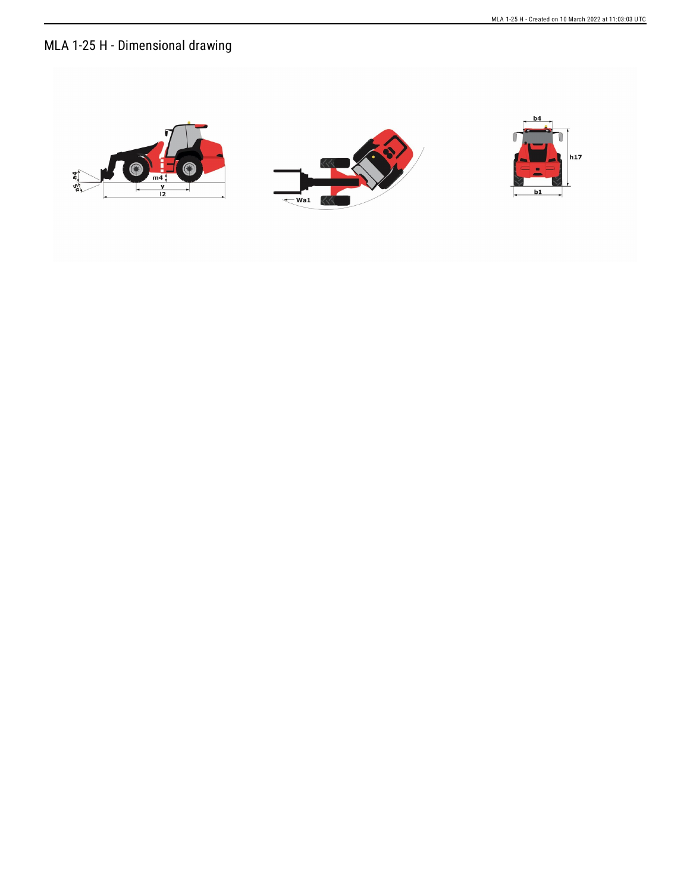# MLA 1-25 H - Dimensional drawing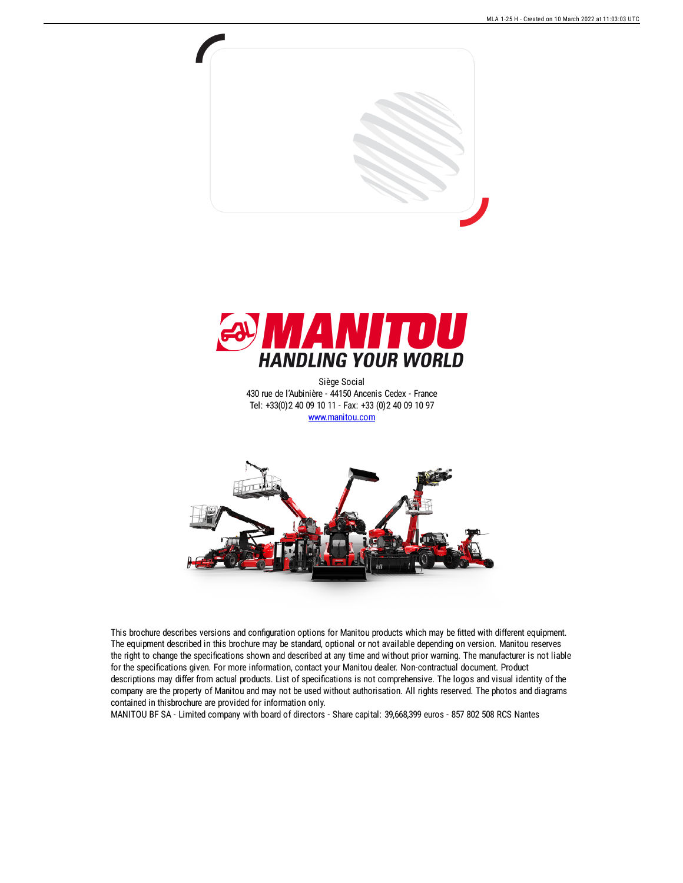MANITOU

HANDLING YOUR WORLD

Siège Social
430 rue de l'Aubinière - 44150 Ancenis Cedex - France
Tel: +33(0)2 40 09 10 11 - Fax: +33 (0)2 40 09 10 97
www.manitou.com

This brochure describes versions and configuration options for Manitou products which may be fitted with different equipment. The equipment described in this brochure may be standard, optional or not available depending on version. Manitou reserves the right to change the specifications shown and described at any time and without prior warning. The manufacturer is not liable for the specifications given. For more information, contact your Manitou dealer. Non-contractual document. Product descriptions may differ from actual products. List of specifications is not comprehensive. The logos and visual identity of the company are the property of Manitou and may not be used without authorisation. All rights reserved. The photos and diagrams contained in thisbrochure are provided for information only.
MANITOU BF SA - Limited company with board of directors - Share capital: 39,668,399 euros - 857 802 508 RCS Nantes